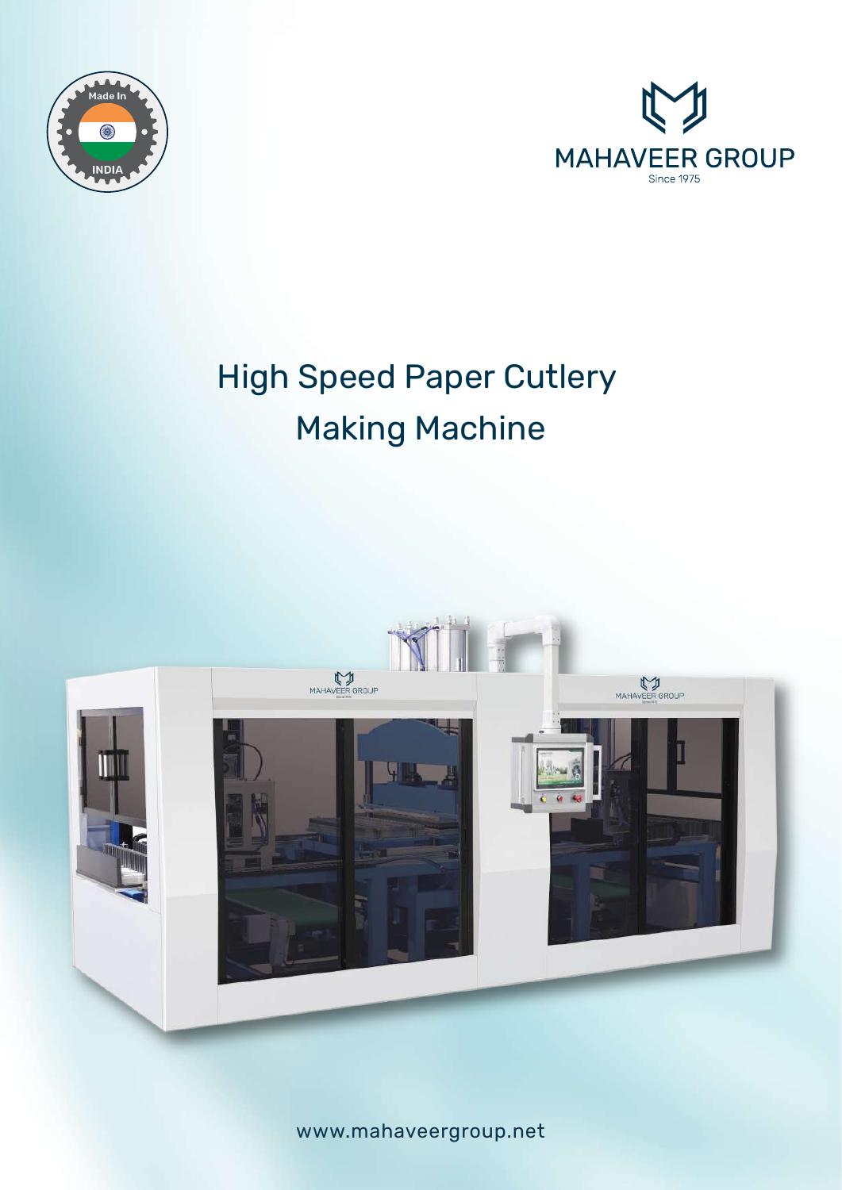Made In INDIA

MAHAVEER GROUP
Since 1975

# High Speed Paper Cutlery Making Machine

www.mahaveergroup.net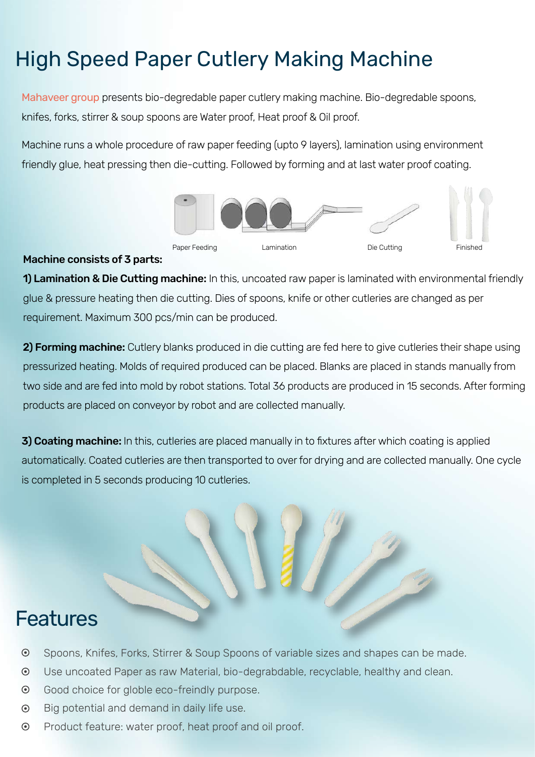# High Speed Paper Cutlery Making Machine

Mahaveer group presents bio-degredable paper cutlery making machine. Bio-degredable spoons, knifes, forks, stirrer & soup spoons are Water proof, Heat proof & Oil proof.

Machine runs a whole procedure of raw paper feeding (upto 9 layers), lamination using environment friendly glue, heat pressing then die-cutting. Followed by forming and at last water proof coating.

Paper Feeding    Lamination    Die Cutting    Finished

**Machine consists of 3 parts:**

**1) Lamination & Die Cutting machine:** In this, uncoated raw paper is laminated with environmental friendly glue & pressure heating then die cutting. Dies of spoons, knife or other cutleries are changed as per requirement. Maximum 300 pcs/min can be produced.

**2) Forming machine:** Cutlery blanks produced in die cutting are fed here to give cutleries their shape using pressurized heating. Molds of required produced can be placed. Blanks are placed in stands manually from two side and are fed into mold by robot stations. Total 36 products are produced in 15 seconds. After forming products are placed on conveyor by robot and are collected manually.

**3) Coating machine:** In this, cutleries are placed manually in to fixtures after which coating is applied automatically. Coated cutleries are then transported to over for drying and are collected manually. One cycle is completed in 5 seconds producing 10 cutleries.

# Features

- Spoons, Knifes, Forks, Stirrer & Soup Spoons of variable sizes and shapes can be made.
- Use uncoated Paper as raw Material, bio-degrabdable, recyclable, healthy and clean.
- Good choice for globle eco-freindly purpose.
- Big potential and demand in daily life use.
- Product feature: water proof, heat proof and oil proof.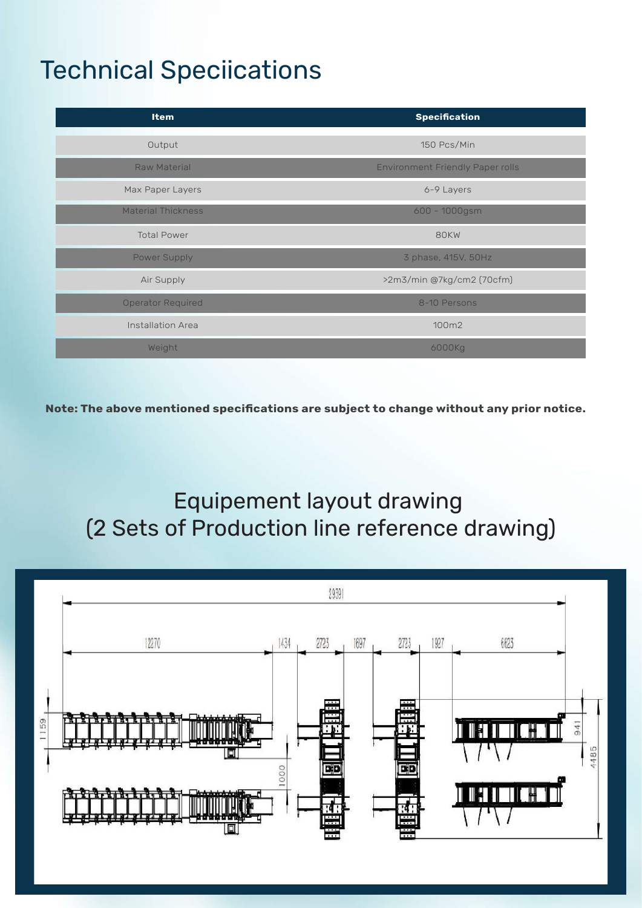# Technical Speciications

| Item | Specification |
| --- | --- |
| Output | 150 Pcs/Min |
| Raw Material | Environment Friendly Paper rolls |
| Max Paper Layers | 6-9 Layers |
| Material Thickness | 600 - 1000gsm |
| Total Power | 80KW |
| Power Supply | 3 phase, 415V, 50Hz |
| Air Supply | >2m3/min @7kg/cm2 (70cfm) |
| Operator Required | 8-10 Persons |
| Installation Area | 100m2 |
| Weight | 6000Kg |

**Note: The above mentioned specifications are subject to change without any prior notice.**

## Equipement layout drawing
## (2 Sets of Production line reference drawing)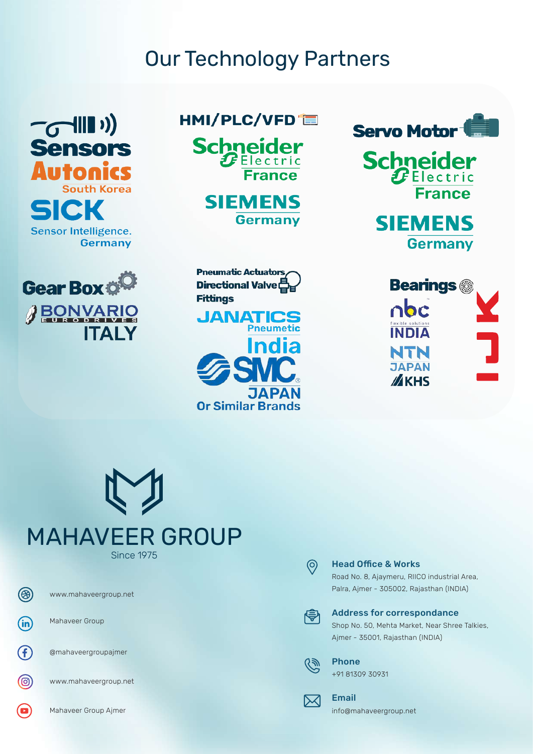# Our Technology Partners

**Sensors**

Autonics
South Korea

SICK
Sensor Intelligence.
Germany

**HMI/PLC/VFD**

Schneider Electric
France

SIEMENS
Germany

**Servo Motor**

Schneider Electric
France

SIEMENS
Germany

**Gear Box**

BONVARIO
EURODRIVES
ITALY

**Pneumatic Actuators**
**Directional Valve**
**Fittings**

JANATICS
Pneumetic
India

SMC
JAPAN

Or Similar Brands

**Bearings**

nbc
flexible solutions
INDIA

NTN
JAPAN

KHS

IJK

MAHAVEER GROUP
Since 1975

www.mahaveergroup.net

Mahaveer Group

@mahaveergroupajmer

www.mahaveergroup.net

Mahaveer Group Ajmer

**Head Office & Works**
Road No. 8, Ajaymeru, RIICO industrial Area,
Palra, Ajmer - 305002, Rajasthan (INDIA)

**Address for correspondance**
Shop No. 50, Mehta Market, Near Shree Talkies,
Ajmer - 35001, Rajasthan (INDIA)

**Phone**
+91 81309 30931

**Email**
info@mahaveergroup.net